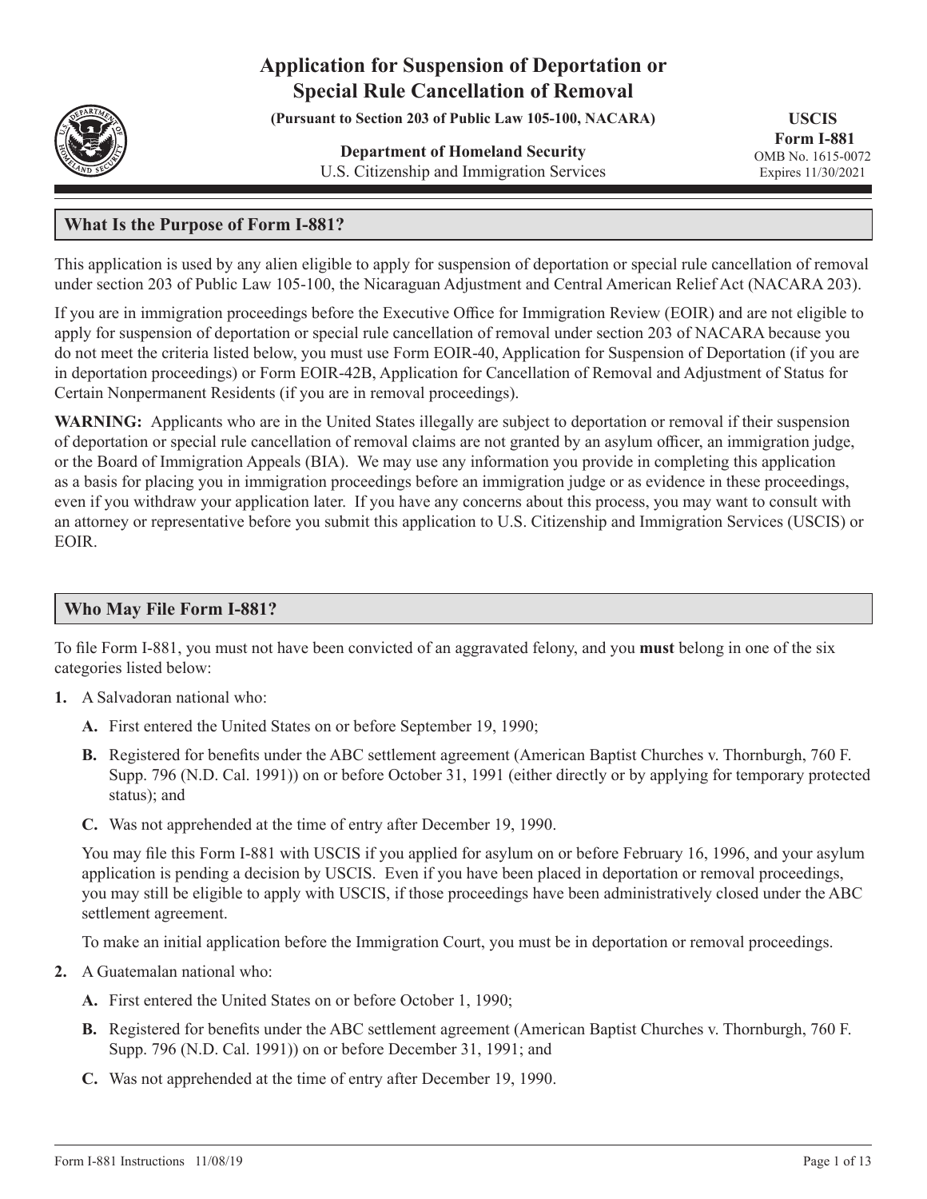# Application for Suspension of Deportation or Special Rule Cancellation of Removal

**(Pursuant to Section 203 of Public Law 105-100, NACARA)**

**Department of Homeland Security**
U.S. Citizenship and Immigration Services

**USCIS**
**Form I-881**
OMB No. 1615-0072
Expires 11/30/2021

## What Is the Purpose of Form I-881?

This application is used by any alien eligible to apply for suspension of deportation or special rule cancellation of removal under section 203 of Public Law 105-100, the Nicaraguan Adjustment and Central American Relief Act (NACARA 203).

If you are in immigration proceedings before the Executive Office for Immigration Review (EOIR) and are not eligible to apply for suspension of deportation or special rule cancellation of removal under section 203 of NACARA because you do not meet the criteria listed below, you must use Form EOIR-40, Application for Suspension of Deportation (if you are in deportation proceedings) or Form EOIR-42B, Application for Cancellation of Removal and Adjustment of Status for Certain Nonpermanent Residents (if you are in removal proceedings).

**WARNING:** Applicants who are in the United States illegally are subject to deportation or removal if their suspension of deportation or special rule cancellation of removal claims are not granted by an asylum officer, an immigration judge, or the Board of Immigration Appeals (BIA). We may use any information you provide in completing this application as a basis for placing you in immigration proceedings before an immigration judge or as evidence in these proceedings, even if you withdraw your application later. If you have any concerns about this process, you may want to consult with an attorney or representative before you submit this application to U.S. Citizenship and Immigration Services (USCIS) or EOIR.

## Who May File Form I-881?

To file Form I-881, you must not have been convicted of an aggravated felony, and you **must** belong in one of the six categories listed below:

**1.** A Salvadoran national who:

   **A.** First entered the United States on or before September 19, 1990;

   **B.** Registered for benefits under the ABC settlement agreement (American Baptist Churches v. Thornburgh, 760 F. Supp. 796 (N.D. Cal. 1991)) on or before October 31, 1991 (either directly or by applying for temporary protected status); and

   **C.** Was not apprehended at the time of entry after December 19, 1990.

   You may file this Form I-881 with USCIS if you applied for asylum on or before February 16, 1996, and your asylum application is pending a decision by USCIS. Even if you have been placed in deportation or removal proceedings, you may still be eligible to apply with USCIS, if those proceedings have been administratively closed under the ABC settlement agreement.

   To make an initial application before the Immigration Court, you must be in deportation or removal proceedings.

**2.** A Guatemalan national who:

   **A.** First entered the United States on or before October 1, 1990;

   **B.** Registered for benefits under the ABC settlement agreement (American Baptist Churches v. Thornburgh, 760 F. Supp. 796 (N.D. Cal. 1991)) on or before December 31, 1991; and

   **C.** Was not apprehended at the time of entry after December 19, 1990.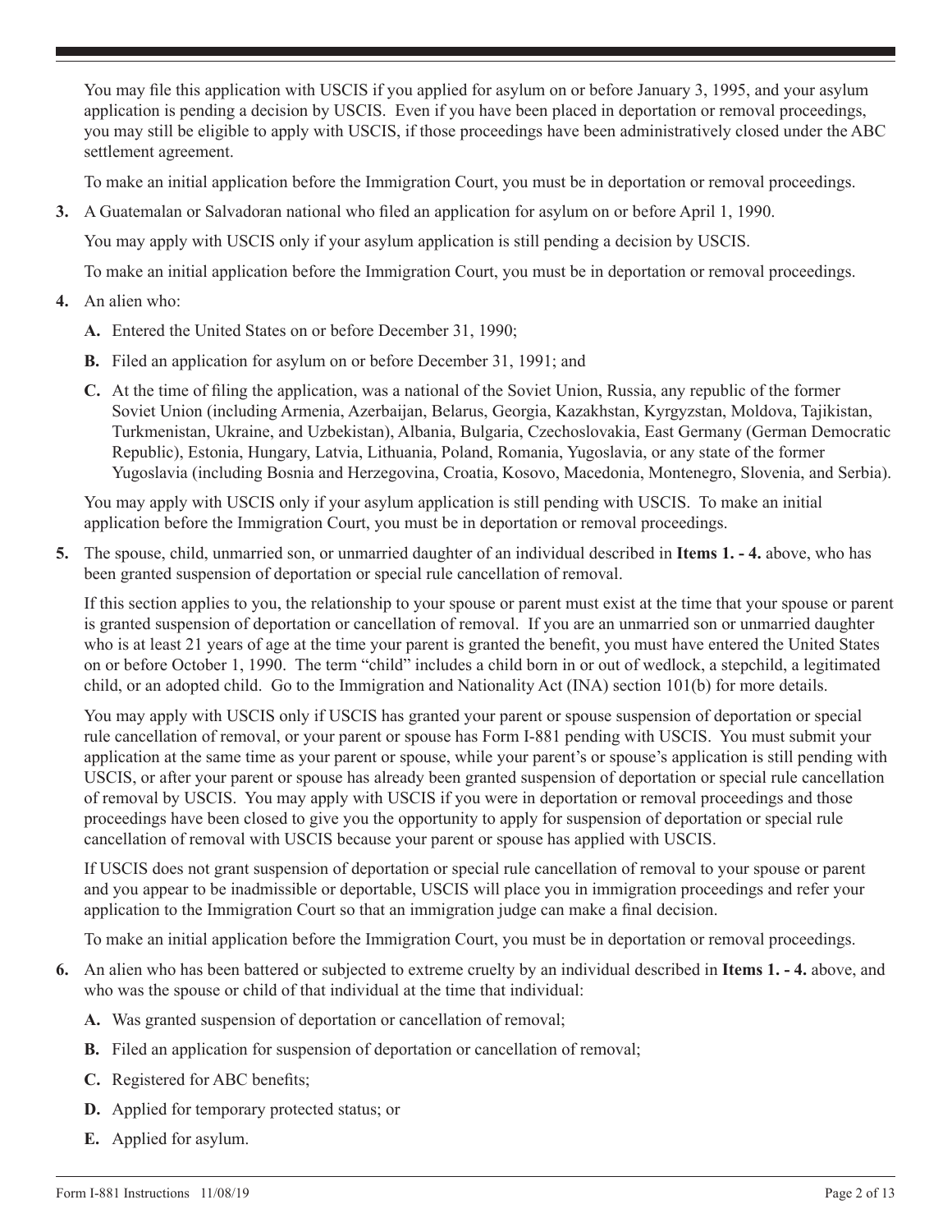You may file this application with USCIS if you applied for asylum on or before January 3, 1995, and your asylum application is pending a decision by USCIS. Even if you have been placed in deportation or removal proceedings, you may still be eligible to apply with USCIS, if those proceedings have been administratively closed under the ABC settlement agreement.

To make an initial application before the Immigration Court, you must be in deportation or removal proceedings.

**3.** A Guatemalan or Salvadoran national who filed an application for asylum on or before April 1, 1990.

You may apply with USCIS only if your asylum application is still pending a decision by USCIS.

To make an initial application before the Immigration Court, you must be in deportation or removal proceedings.

**4.** An alien who:

**A.** Entered the United States on or before December 31, 1990;

**B.** Filed an application for asylum on or before December 31, 1991; and

**C.** At the time of filing the application, was a national of the Soviet Union, Russia, any republic of the former Soviet Union (including Armenia, Azerbaijan, Belarus, Georgia, Kazakhstan, Kyrgyzstan, Moldova, Tajikistan, Turkmenistan, Ukraine, and Uzbekistan), Albania, Bulgaria, Czechoslovakia, East Germany (German Democratic Republic), Estonia, Hungary, Latvia, Lithuania, Poland, Romania, Yugoslavia, or any state of the former Yugoslavia (including Bosnia and Herzegovina, Croatia, Kosovo, Macedonia, Montenegro, Slovenia, and Serbia).

You may apply with USCIS only if your asylum application is still pending with USCIS. To make an initial application before the Immigration Court, you must be in deportation or removal proceedings.

**5.** The spouse, child, unmarried son, or unmarried daughter of an individual described in **Items 1. - 4.** above, who has been granted suspension of deportation or special rule cancellation of removal.

If this section applies to you, the relationship to your spouse or parent must exist at the time that your spouse or parent is granted suspension of deportation or cancellation of removal. If you are an unmarried son or unmarried daughter who is at least 21 years of age at the time your parent is granted the benefit, you must have entered the United States on or before October 1, 1990. The term "child" includes a child born in or out of wedlock, a stepchild, a legitimated child, or an adopted child. Go to the Immigration and Nationality Act (INA) section 101(b) for more details.

You may apply with USCIS only if USCIS has granted your parent or spouse suspension of deportation or special rule cancellation of removal, or your parent or spouse has Form I-881 pending with USCIS. You must submit your application at the same time as your parent or spouse, while your parent's or spouse's application is still pending with USCIS, or after your parent or spouse has already been granted suspension of deportation or special rule cancellation of removal by USCIS. You may apply with USCIS if you were in deportation or removal proceedings and those proceedings have been closed to give you the opportunity to apply for suspension of deportation or special rule cancellation of removal with USCIS because your parent or spouse has applied with USCIS.

If USCIS does not grant suspension of deportation or special rule cancellation of removal to your spouse or parent and you appear to be inadmissible or deportable, USCIS will place you in immigration proceedings and refer your application to the Immigration Court so that an immigration judge can make a final decision.

To make an initial application before the Immigration Court, you must be in deportation or removal proceedings.

**6.** An alien who has been battered or subjected to extreme cruelty by an individual described in **Items 1. - 4.** above, and who was the spouse or child of that individual at the time that individual:

**A.** Was granted suspension of deportation or cancellation of removal;

**B.** Filed an application for suspension of deportation or cancellation of removal;

**C.** Registered for ABC benefits;

**D.** Applied for temporary protected status; or

**E.** Applied for asylum.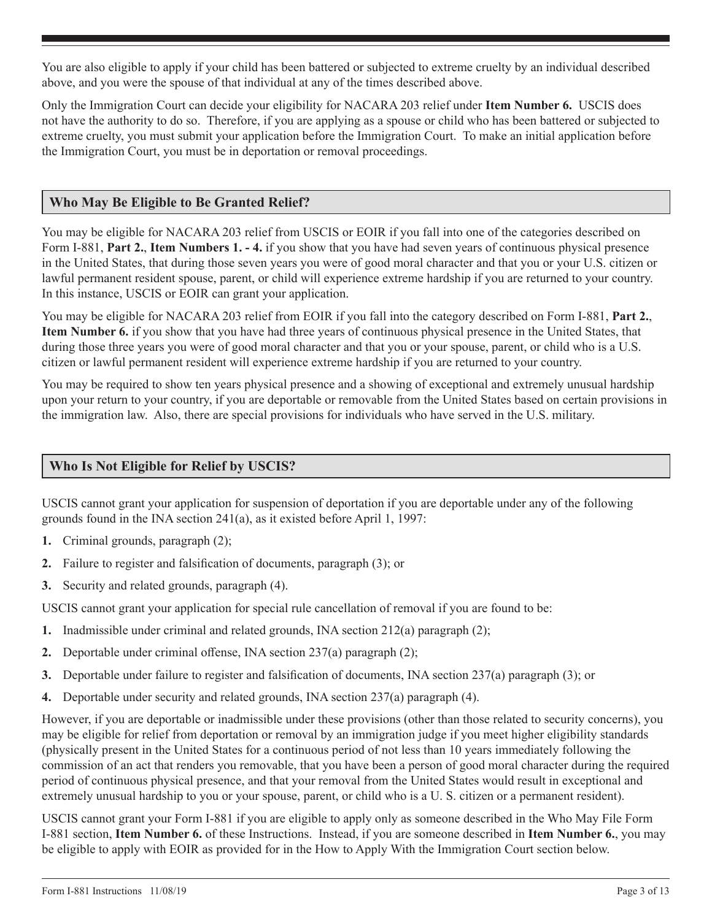You are also eligible to apply if your child has been battered or subjected to extreme cruelty by an individual described above, and you were the spouse of that individual at any of the times described above.

Only the Immigration Court can decide your eligibility for NACARA 203 relief under **Item Number 6.** USCIS does not have the authority to do so. Therefore, if you are applying as a spouse or child who has been battered or subjected to extreme cruelty, you must submit your application before the Immigration Court. To make an initial application before the Immigration Court, you must be in deportation or removal proceedings.

## Who May Be Eligible to Be Granted Relief?

You may be eligible for NACARA 203 relief from USCIS or EOIR if you fall into one of the categories described on Form I-881, **Part 2.**, **Item Numbers 1. - 4.** if you show that you have had seven years of continuous physical presence in the United States, that during those seven years you were of good moral character and that you or your U.S. citizen or lawful permanent resident spouse, parent, or child will experience extreme hardship if you are returned to your country. In this instance, USCIS or EOIR can grant your application.

You may be eligible for NACARA 203 relief from EOIR if you fall into the category described on Form I-881, **Part 2.**, **Item Number 6.** if you show that you have had three years of continuous physical presence in the United States, that during those three years you were of good moral character and that you or your spouse, parent, or child who is a U.S. citizen or lawful permanent resident will experience extreme hardship if you are returned to your country.

You may be required to show ten years physical presence and a showing of exceptional and extremely unusual hardship upon your return to your country, if you are deportable or removable from the United States based on certain provisions in the immigration law. Also, there are special provisions for individuals who have served in the U.S. military.

## Who Is Not Eligible for Relief by USCIS?

USCIS cannot grant your application for suspension of deportation if you are deportable under any of the following grounds found in the INA section 241(a), as it existed before April 1, 1997:

1. Criminal grounds, paragraph (2);
2. Failure to register and falsification of documents, paragraph (3); or
3. Security and related grounds, paragraph (4).

USCIS cannot grant your application for special rule cancellation of removal if you are found to be:

1. Inadmissible under criminal and related grounds, INA section 212(a) paragraph (2);
2. Deportable under criminal offense, INA section 237(a) paragraph (2);
3. Deportable under failure to register and falsification of documents, INA section 237(a) paragraph (3); or
4. Deportable under security and related grounds, INA section 237(a) paragraph (4).

However, if you are deportable or inadmissible under these provisions (other than those related to security concerns), you may be eligible for relief from deportation or removal by an immigration judge if you meet higher eligibility standards (physically present in the United States for a continuous period of not less than 10 years immediately following the commission of an act that renders you removable, that you have been a person of good moral character during the required period of continuous physical presence, and that your removal from the United States would result in exceptional and extremely unusual hardship to you or your spouse, parent, or child who is a U. S. citizen or a permanent resident).

USCIS cannot grant your Form I-881 if you are eligible to apply only as someone described in the Who May File Form I-881 section, **Item Number 6.** of these Instructions. Instead, if you are someone described in **Item Number 6.**, you may be eligible to apply with EOIR as provided for in the How to Apply With the Immigration Court section below.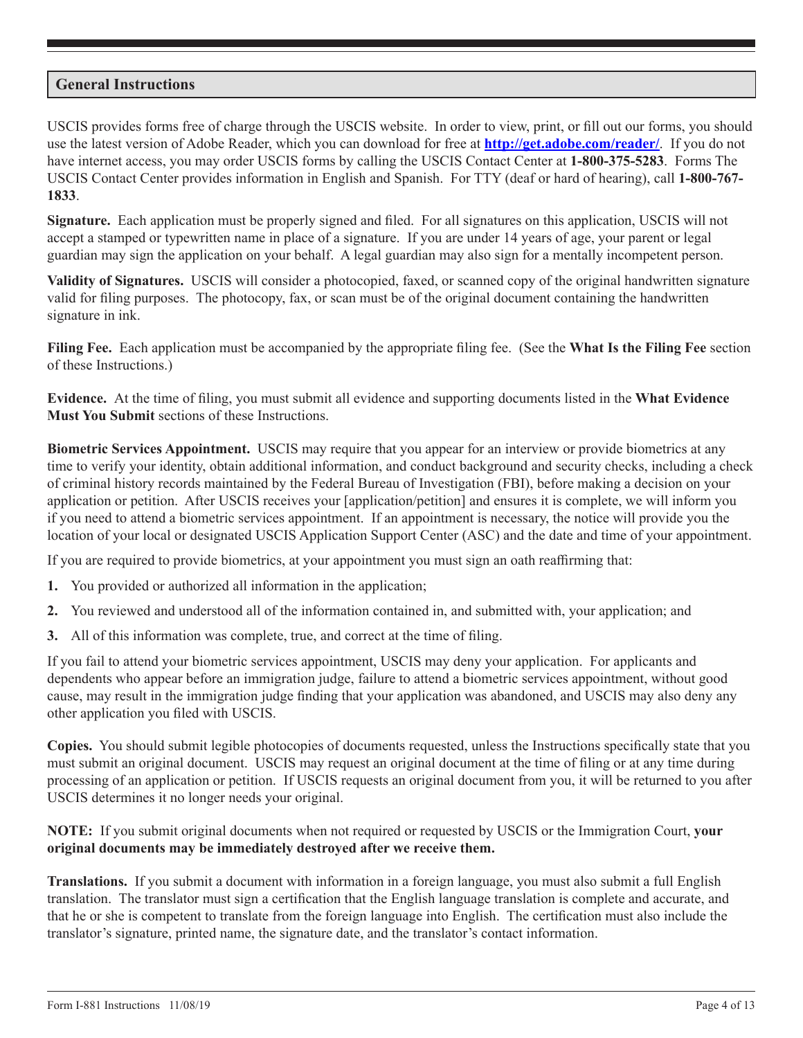## General Instructions

USCIS provides forms free of charge through the USCIS website. In order to view, print, or fill out our forms, you should use the latest version of Adobe Reader, which you can download for free at **http://get.adobe.com/reader/**. If you do not have internet access, you may order USCIS forms by calling the USCIS Contact Center at **1-800-375-5283**. Forms The USCIS Contact Center provides information in English and Spanish. For TTY (deaf or hard of hearing), call **1-800-767-1833**.

**Signature.** Each application must be properly signed and filed. For all signatures on this application, USCIS will not accept a stamped or typewritten name in place of a signature. If you are under 14 years of age, your parent or legal guardian may sign the application on your behalf. A legal guardian may also sign for a mentally incompetent person.

**Validity of Signatures.** USCIS will consider a photocopied, faxed, or scanned copy of the original handwritten signature valid for filing purposes. The photocopy, fax, or scan must be of the original document containing the handwritten signature in ink.

**Filing Fee.** Each application must be accompanied by the appropriate filing fee. (See the **What Is the Filing Fee** section of these Instructions.)

**Evidence.** At the time of filing, you must submit all evidence and supporting documents listed in the **What Evidence Must You Submit** sections of these Instructions.

**Biometric Services Appointment.** USCIS may require that you appear for an interview or provide biometrics at any time to verify your identity, obtain additional information, and conduct background and security checks, including a check of criminal history records maintained by the Federal Bureau of Investigation (FBI), before making a decision on your application or petition. After USCIS receives your [application/petition] and ensures it is complete, we will inform you if you need to attend a biometric services appointment. If an appointment is necessary, the notice will provide you the location of your local or designated USCIS Application Support Center (ASC) and the date and time of your appointment.

If you are required to provide biometrics, at your appointment you must sign an oath reaffirming that:

1. You provided or authorized all information in the application;
2. You reviewed and understood all of the information contained in, and submitted with, your application; and
3. All of this information was complete, true, and correct at the time of filing.

If you fail to attend your biometric services appointment, USCIS may deny your application. For applicants and dependents who appear before an immigration judge, failure to attend a biometric services appointment, without good cause, may result in the immigration judge finding that your application was abandoned, and USCIS may also deny any other application you filed with USCIS.

**Copies.** You should submit legible photocopies of documents requested, unless the Instructions specifically state that you must submit an original document. USCIS may request an original document at the time of filing or at any time during processing of an application or petition. If USCIS requests an original document from you, it will be returned to you after USCIS determines it no longer needs your original.

**NOTE:** If you submit original documents when not required or requested by USCIS or the Immigration Court, **your original documents may be immediately destroyed after we receive them.**

**Translations.** If you submit a document with information in a foreign language, you must also submit a full English translation. The translator must sign a certification that the English language translation is complete and accurate, and that he or she is competent to translate from the foreign language into English. The certification must also include the translator's signature, printed name, the signature date, and the translator's contact information.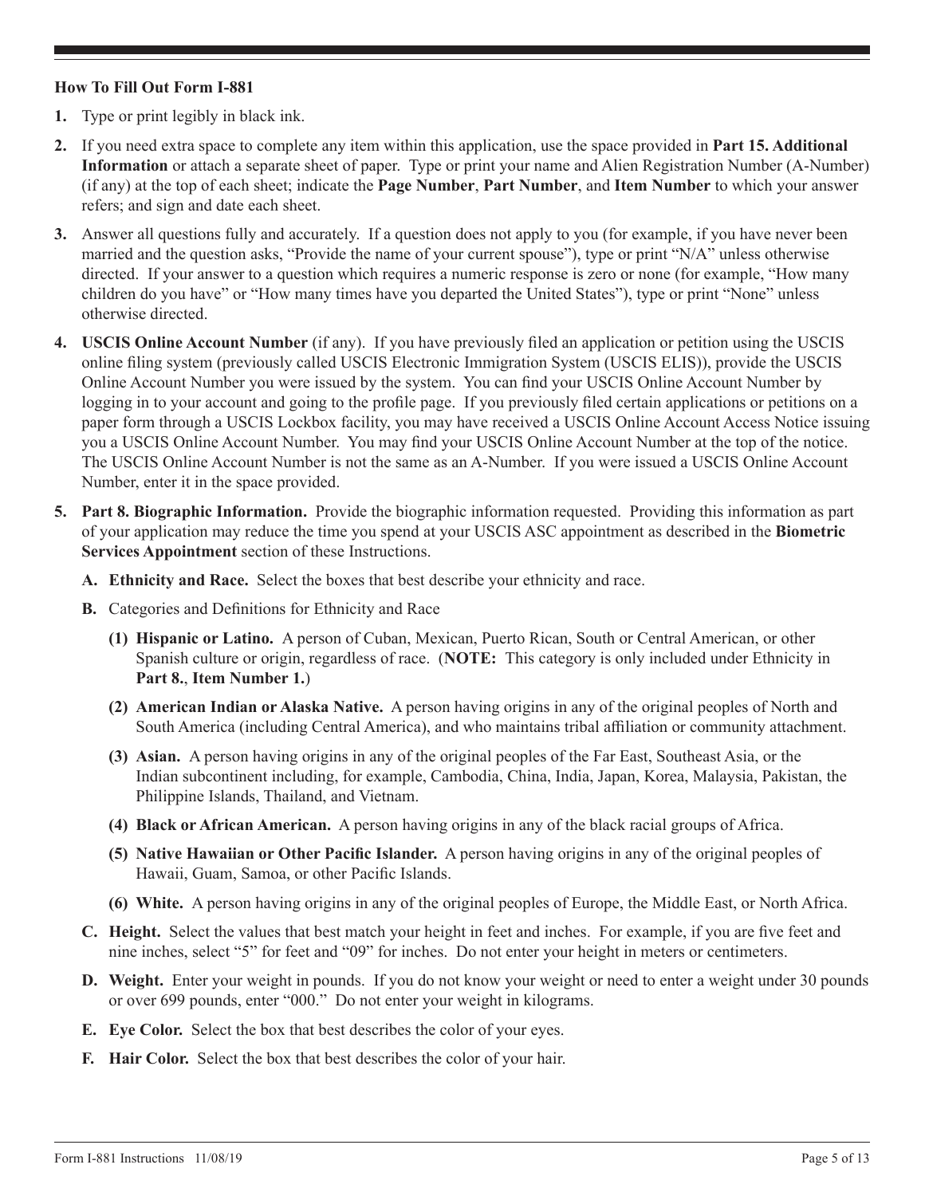**How To Fill Out Form I-881**

1. Type or print legibly in black ink.

2. If you need extra space to complete any item within this application, use the space provided in **Part 15. Additional Information** or attach a separate sheet of paper. Type or print your name and Alien Registration Number (A-Number) (if any) at the top of each sheet; indicate the **Page Number**, **Part Number**, and **Item Number** to which your answer refers; and sign and date each sheet.

3. Answer all questions fully and accurately. If a question does not apply to you (for example, if you have never been married and the question asks, "Provide the name of your current spouse"), type or print "N/A" unless otherwise directed. If your answer to a question which requires a numeric response is zero or none (for example, "How many children do you have" or "How many times have you departed the United States"), type or print "None" unless otherwise directed.

4. **USCIS Online Account Number** (if any). If you have previously filed an application or petition using the USCIS online filing system (previously called USCIS Electronic Immigration System (USCIS ELIS)), provide the USCIS Online Account Number you were issued by the system. You can find your USCIS Online Account Number by logging in to your account and going to the profile page. If you previously filed certain applications or petitions on a paper form through a USCIS Lockbox facility, you may have received a USCIS Online Account Access Notice issuing you a USCIS Online Account Number. You may find your USCIS Online Account Number at the top of the notice. The USCIS Online Account Number is not the same as an A-Number. If you were issued a USCIS Online Account Number, enter it in the space provided.

5. **Part 8. Biographic Information.** Provide the biographic information requested. Providing this information as part of your application may reduce the time you spend at your USCIS ASC appointment as described in the **Biometric Services Appointment** section of these Instructions.

   **A. Ethnicity and Race.** Select the boxes that best describe your ethnicity and race.

   **B.** Categories and Definitions for Ethnicity and Race

      **(1) Hispanic or Latino.** A person of Cuban, Mexican, Puerto Rican, South or Central American, or other Spanish culture or origin, regardless of race. (**NOTE:** This category is only included under Ethnicity in **Part 8.**, **Item Number 1.**)

      **(2) American Indian or Alaska Native.** A person having origins in any of the original peoples of North and South America (including Central America), and who maintains tribal affiliation or community attachment.

      **(3) Asian.** A person having origins in any of the original peoples of the Far East, Southeast Asia, or the Indian subcontinent including, for example, Cambodia, China, India, Japan, Korea, Malaysia, Pakistan, the Philippine Islands, Thailand, and Vietnam.

      **(4) Black or African American.** A person having origins in any of the black racial groups of Africa.

      **(5) Native Hawaiian or Other Pacific Islander.** A person having origins in any of the original peoples of Hawaii, Guam, Samoa, or other Pacific Islands.

      **(6) White.** A person having origins in any of the original peoples of Europe, the Middle East, or North Africa.

   **C. Height.** Select the values that best match your height in feet and inches. For example, if you are five feet and nine inches, select "5" for feet and "09" for inches. Do not enter your height in meters or centimeters.

   **D. Weight.** Enter your weight in pounds. If you do not know your weight or need to enter a weight under 30 pounds or over 699 pounds, enter "000." Do not enter your weight in kilograms.

   **E. Eye Color.** Select the box that best describes the color of your eyes.

   **F. Hair Color.** Select the box that best describes the color of your hair.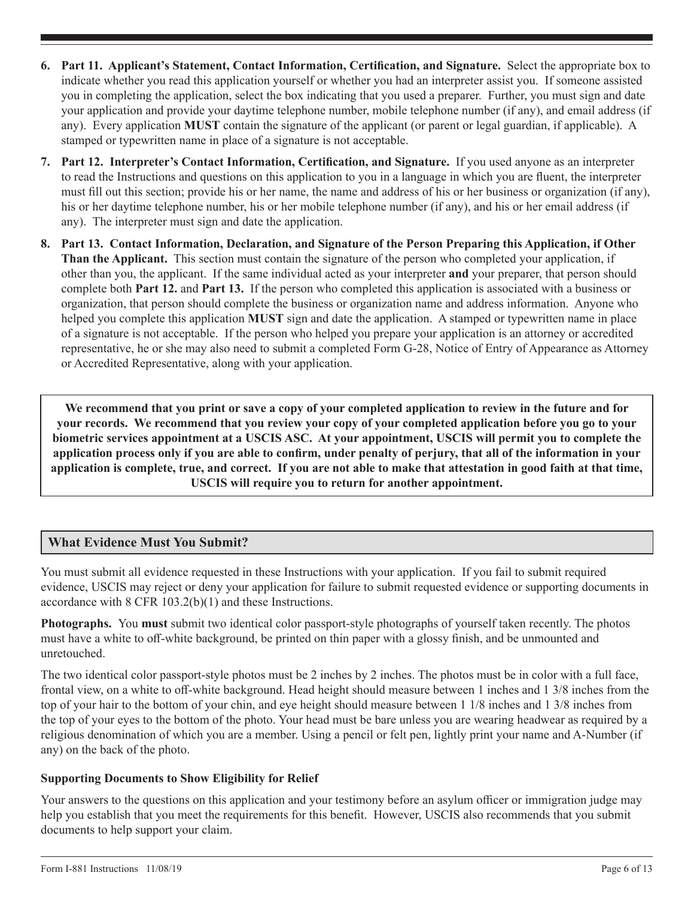6. **Part 11. Applicant's Statement, Contact Information, Certification, and Signature.** Select the appropriate box to indicate whether you read this application yourself or whether you had an interpreter assist you. If someone assisted you in completing the application, select the box indicating that you used a preparer. Further, you must sign and date your application and provide your daytime telephone number, mobile telephone number (if any), and email address (if any). Every application **MUST** contain the signature of the applicant (or parent or legal guardian, if applicable). A stamped or typewritten name in place of a signature is not acceptable.

7. **Part 12. Interpreter's Contact Information, Certification, and Signature.** If you used anyone as an interpreter to read the Instructions and questions on this application to you in a language in which you are fluent, the interpreter must fill out this section; provide his or her name, the name and address of his or her business or organization (if any), his or her daytime telephone number, his or her mobile telephone number (if any), and his or her email address (if any). The interpreter must sign and date the application.

8. **Part 13. Contact Information, Declaration, and Signature of the Person Preparing this Application, if Other Than the Applicant.** This section must contain the signature of the person who completed your application, if other than you, the applicant. If the same individual acted as your interpreter **and** your preparer, that person should complete both **Part 12.** and **Part 13.** If the person who completed this application is associated with a business or organization, that person should complete the business or organization name and address information. Anyone who helped you complete this application **MUST** sign and date the application. A stamped or typewritten name in place of a signature is not acceptable. If the person who helped you prepare your application is an attorney or accredited representative, he or she may also need to submit a completed Form G-28, Notice of Entry of Appearance as Attorney or Accredited Representative, along with your application.

**We recommend that you print or save a copy of your completed application to review in the future and for your records. We recommend that you review your copy of your completed application before you go to your biometric services appointment at a USCIS ASC. At your appointment, USCIS will permit you to complete the application process only if you are able to confirm, under penalty of perjury, that all of the information in your application is complete, true, and correct. If you are not able to make that attestation in good faith at that time, USCIS will require you to return for another appointment.**

## What Evidence Must You Submit?

You must submit all evidence requested in these Instructions with your application. If you fail to submit required evidence, USCIS may reject or deny your application for failure to submit requested evidence or supporting documents in accordance with 8 CFR 103.2(b)(1) and these Instructions.

**Photographs.** You **must** submit two identical color passport-style photographs of yourself taken recently. The photos must have a white to off-white background, be printed on thin paper with a glossy finish, and be unmounted and unretouched.

The two identical color passport-style photos must be 2 inches by 2 inches. The photos must be in color with a full face, frontal view, on a white to off-white background. Head height should measure between 1 inches and 1 3/8 inches from the top of your hair to the bottom of your chin, and eye height should measure between 1 1/8 inches and 1 3/8 inches from the top of your eyes to the bottom of the photo. Your head must be bare unless you are wearing headwear as required by a religious denomination of which you are a member. Using a pencil or felt pen, lightly print your name and A-Number (if any) on the back of the photo.

### Supporting Documents to Show Eligibility for Relief

Your answers to the questions on this application and your testimony before an asylum officer or immigration judge may help you establish that you meet the requirements for this benefit. However, USCIS also recommends that you submit documents to help support your claim.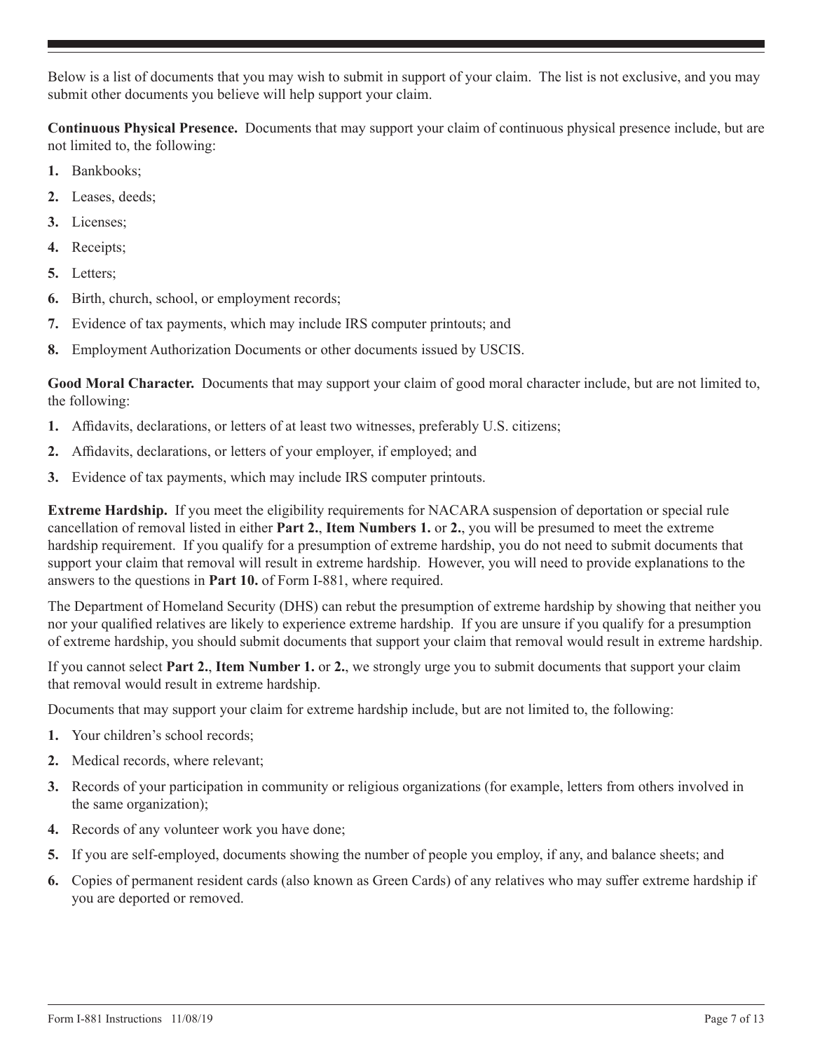Below is a list of documents that you may wish to submit in support of your claim. The list is not exclusive, and you may submit other documents you believe will help support your claim.

**Continuous Physical Presence.** Documents that may support your claim of continuous physical presence include, but are not limited to, the following:

1. Bankbooks;
2. Leases, deeds;
3. Licenses;
4. Receipts;
5. Letters;
6. Birth, church, school, or employment records;
7. Evidence of tax payments, which may include IRS computer printouts; and
8. Employment Authorization Documents or other documents issued by USCIS.

**Good Moral Character.** Documents that may support your claim of good moral character include, but are not limited to, the following:

1. Affidavits, declarations, or letters of at least two witnesses, preferably U.S. citizens;
2. Affidavits, declarations, or letters of your employer, if employed; and
3. Evidence of tax payments, which may include IRS computer printouts.

**Extreme Hardship.** If you meet the eligibility requirements for NACARA suspension of deportation or special rule cancellation of removal listed in either **Part 2.**, **Item Numbers 1.** or **2.**, you will be presumed to meet the extreme hardship requirement. If you qualify for a presumption of extreme hardship, you do not need to submit documents that support your claim that removal will result in extreme hardship. However, you will need to provide explanations to the answers to the questions in **Part 10.** of Form I-881, where required.

The Department of Homeland Security (DHS) can rebut the presumption of extreme hardship by showing that neither you nor your qualified relatives are likely to experience extreme hardship. If you are unsure if you qualify for a presumption of extreme hardship, you should submit documents that support your claim that removal would result in extreme hardship.

If you cannot select **Part 2.**, **Item Number 1.** or **2.**, we strongly urge you to submit documents that support your claim that removal would result in extreme hardship.

Documents that may support your claim for extreme hardship include, but are not limited to, the following:

1. Your children's school records;
2. Medical records, where relevant;
3. Records of your participation in community or religious organizations (for example, letters from others involved in the same organization);
4. Records of any volunteer work you have done;
5. If you are self-employed, documents showing the number of people you employ, if any, and balance sheets; and
6. Copies of permanent resident cards (also known as Green Cards) of any relatives who may suffer extreme hardship if you are deported or removed.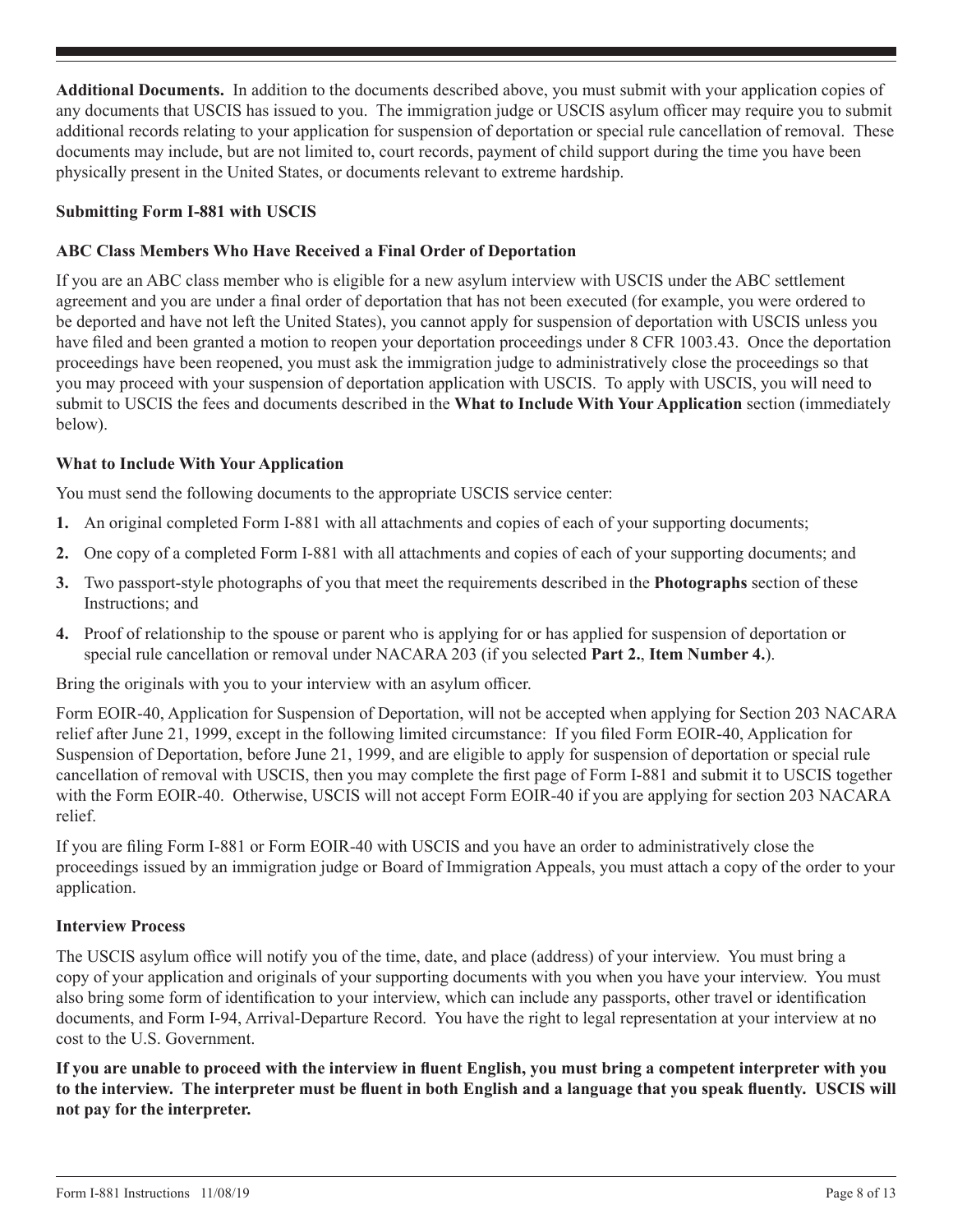**Additional Documents.** In addition to the documents described above, you must submit with your application copies of any documents that USCIS has issued to you. The immigration judge or USCIS asylum officer may require you to submit additional records relating to your application for suspension of deportation or special rule cancellation of removal. These documents may include, but are not limited to, court records, payment of child support during the time you have been physically present in the United States, or documents relevant to extreme hardship.

### Submitting Form I-881 with USCIS

### ABC Class Members Who Have Received a Final Order of Deportation

If you are an ABC class member who is eligible for a new asylum interview with USCIS under the ABC settlement agreement and you are under a final order of deportation that has not been executed (for example, you were ordered to be deported and have not left the United States), you cannot apply for suspension of deportation with USCIS unless you have filed and been granted a motion to reopen your deportation proceedings under 8 CFR 1003.43. Once the deportation proceedings have been reopened, you must ask the immigration judge to administratively close the proceedings so that you may proceed with your suspension of deportation application with USCIS. To apply with USCIS, you will need to submit to USCIS the fees and documents described in the **What to Include With Your Application** section (immediately below).

### What to Include With Your Application

You must send the following documents to the appropriate USCIS service center:

1. An original completed Form I-881 with all attachments and copies of each of your supporting documents;
2. One copy of a completed Form I-881 with all attachments and copies of each of your supporting documents; and
3. Two passport-style photographs of you that meet the requirements described in the **Photographs** section of these Instructions; and
4. Proof of relationship to the spouse or parent who is applying for or has applied for suspension of deportation or special rule cancellation or removal under NACARA 203 (if you selected **Part 2.**, **Item Number 4.**).

Bring the originals with you to your interview with an asylum officer.

Form EOIR-40, Application for Suspension of Deportation, will not be accepted when applying for Section 203 NACARA relief after June 21, 1999, except in the following limited circumstance: If you filed Form EOIR-40, Application for Suspension of Deportation, before June 21, 1999, and are eligible to apply for suspension of deportation or special rule cancellation of removal with USCIS, then you may complete the first page of Form I-881 and submit it to USCIS together with the Form EOIR-40. Otherwise, USCIS will not accept Form EOIR-40 if you are applying for section 203 NACARA relief.

If you are filing Form I-881 or Form EOIR-40 with USCIS and you have an order to administratively close the proceedings issued by an immigration judge or Board of Immigration Appeals, you must attach a copy of the order to your application.

### Interview Process

The USCIS asylum office will notify you of the time, date, and place (address) of your interview. You must bring a copy of your application and originals of your supporting documents with you when you have your interview. You must also bring some form of identification to your interview, which can include any passports, other travel or identification documents, and Form I-94, Arrival-Departure Record. You have the right to legal representation at your interview at no cost to the U.S. Government.

**If you are unable to proceed with the interview in fluent English, you must bring a competent interpreter with you to the interview. The interpreter must be fluent in both English and a language that you speak fluently. USCIS will not pay for the interpreter.**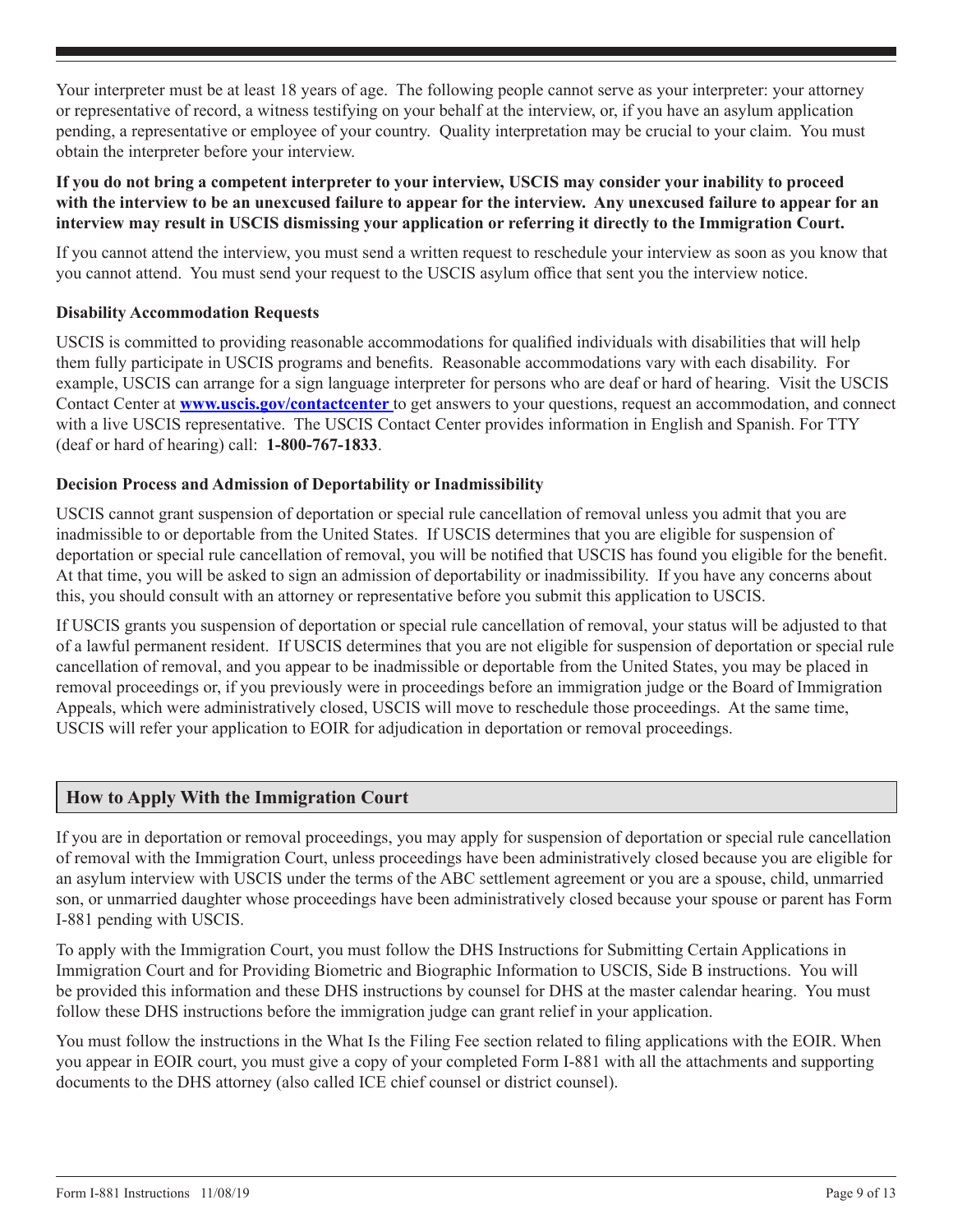Your interpreter must be at least 18 years of age. The following people cannot serve as your interpreter: your attorney or representative of record, a witness testifying on your behalf at the interview, or, if you have an asylum application pending, a representative or employee of your country. Quality interpretation may be crucial to your claim. You must obtain the interpreter before your interview.

**If you do not bring a competent interpreter to your interview, USCIS may consider your inability to proceed with the interview to be an unexcused failure to appear for the interview. Any unexcused failure to appear for an interview may result in USCIS dismissing your application or referring it directly to the Immigration Court.**

If you cannot attend the interview, you must send a written request to reschedule your interview as soon as you know that you cannot attend. You must send your request to the USCIS asylum office that sent you the interview notice.

**Disability Accommodation Requests**

USCIS is committed to providing reasonable accommodations for qualified individuals with disabilities that will help them fully participate in USCIS programs and benefits. Reasonable accommodations vary with each disability. For example, USCIS can arrange for a sign language interpreter for persons who are deaf or hard of hearing. Visit the USCIS Contact Center at **www.uscis.gov/contactcenter** to get answers to your questions, request an accommodation, and connect with a live USCIS representative. The USCIS Contact Center provides information in English and Spanish. For TTY (deaf or hard of hearing) call: **1-800-767-1833**.

**Decision Process and Admission of Deportability or Inadmissibility**

USCIS cannot grant suspension of deportation or special rule cancellation of removal unless you admit that you are inadmissible to or deportable from the United States. If USCIS determines that you are eligible for suspension of deportation or special rule cancellation of removal, you will be notified that USCIS has found you eligible for the benefit. At that time, you will be asked to sign an admission of deportability or inadmissibility. If you have any concerns about this, you should consult with an attorney or representative before you submit this application to USCIS.

If USCIS grants you suspension of deportation or special rule cancellation of removal, your status will be adjusted to that of a lawful permanent resident. If USCIS determines that you are not eligible for suspension of deportation or special rule cancellation of removal, and you appear to be inadmissible or deportable from the United States, you may be placed in removal proceedings or, if you previously were in proceedings before an immigration judge or the Board of Immigration Appeals, which were administratively closed, USCIS will move to reschedule those proceedings. At the same time, USCIS will refer your application to EOIR for adjudication in deportation or removal proceedings.

## How to Apply With the Immigration Court

If you are in deportation or removal proceedings, you may apply for suspension of deportation or special rule cancellation of removal with the Immigration Court, unless proceedings have been administratively closed because you are eligible for an asylum interview with USCIS under the terms of the ABC settlement agreement or you are a spouse, child, unmarried son, or unmarried daughter whose proceedings have been administratively closed because your spouse or parent has Form I-881 pending with USCIS.

To apply with the Immigration Court, you must follow the DHS Instructions for Submitting Certain Applications in Immigration Court and for Providing Biometric and Biographic Information to USCIS, Side B instructions. You will be provided this information and these DHS instructions by counsel for DHS at the master calendar hearing. You must follow these DHS instructions before the immigration judge can grant relief in your application.

You must follow the instructions in the What Is the Filing Fee section related to filing applications with the EOIR. When you appear in EOIR court, you must give a copy of your completed Form I-881 with all the attachments and supporting documents to the DHS attorney (also called ICE chief counsel or district counsel).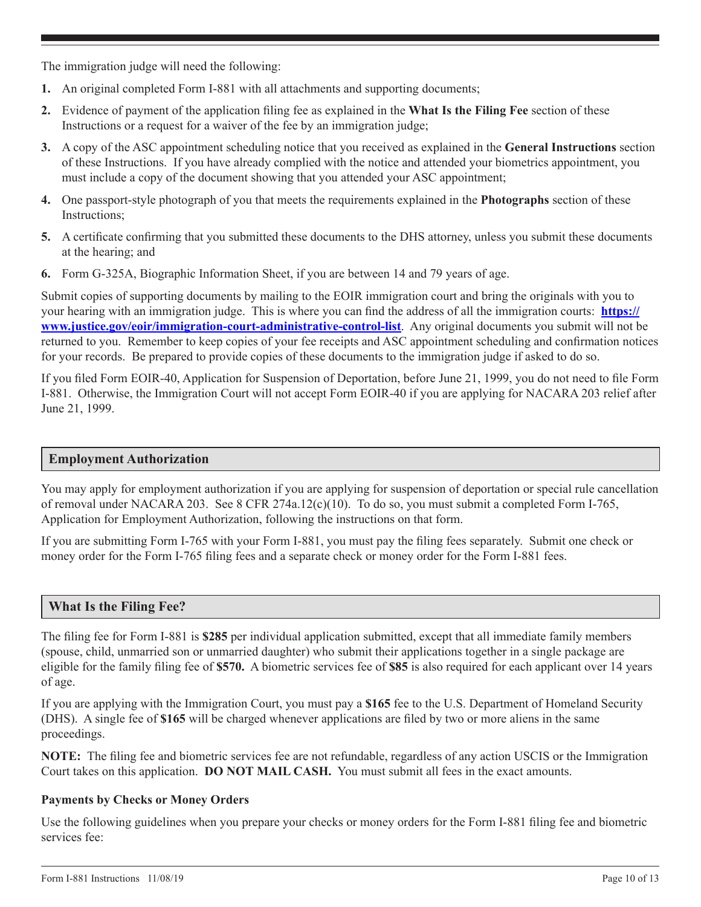The immigration judge will need the following:

1. An original completed Form I-881 with all attachments and supporting documents;
2. Evidence of payment of the application filing fee as explained in the **What Is the Filing Fee** section of these Instructions or a request for a waiver of the fee by an immigration judge;
3. A copy of the ASC appointment scheduling notice that you received as explained in the **General Instructions** section of these Instructions. If you have already complied with the notice and attended your biometrics appointment, you must include a copy of the document showing that you attended your ASC appointment;
4. One passport-style photograph of you that meets the requirements explained in the **Photographs** section of these Instructions;
5. A certificate confirming that you submitted these documents to the DHS attorney, unless you submit these documents at the hearing; and
6. Form G-325A, Biographic Information Sheet, if you are between 14 and 79 years of age.

Submit copies of supporting documents by mailing to the EOIR immigration court and bring the originals with you to your hearing with an immigration judge. This is where you can find the address of all the immigration courts: **https://www.justice.gov/eoir/immigration-court-administrative-control-list**. Any original documents you submit will not be returned to you. Remember to keep copies of your fee receipts and ASC appointment scheduling and confirmation notices for your records. Be prepared to provide copies of these documents to the immigration judge if asked to do so.

If you filed Form EOIR-40, Application for Suspension of Deportation, before June 21, 1999, you do not need to file Form I-881. Otherwise, the Immigration Court will not accept Form EOIR-40 if you are applying for NACARA 203 relief after June 21, 1999.

## Employment Authorization

You may apply for employment authorization if you are applying for suspension of deportation or special rule cancellation of removal under NACARA 203. See 8 CFR 274a.12(c)(10). To do so, you must submit a completed Form I-765, Application for Employment Authorization, following the instructions on that form.

If you are submitting Form I-765 with your Form I-881, you must pay the filing fees separately. Submit one check or money order for the Form I-765 filing fees and a separate check or money order for the Form I-881 fees.

## What Is the Filing Fee?

The filing fee for Form I-881 is **$285** per individual application submitted, except that all immediate family members (spouse, child, unmarried son or unmarried daughter) who submit their applications together in a single package are eligible for the family filing fee of **$570.** A biometric services fee of **$85** is also required for each applicant over 14 years of age.

If you are applying with the Immigration Court, you must pay a **$165** fee to the U.S. Department of Homeland Security (DHS). A single fee of **$165** will be charged whenever applications are filed by two or more aliens in the same proceedings.

**NOTE:** The filing fee and biometric services fee are not refundable, regardless of any action USCIS or the Immigration Court takes on this application. **DO NOT MAIL CASH.** You must submit all fees in the exact amounts.

### Payments by Checks or Money Orders

Use the following guidelines when you prepare your checks or money orders for the Form I-881 filing fee and biometric services fee: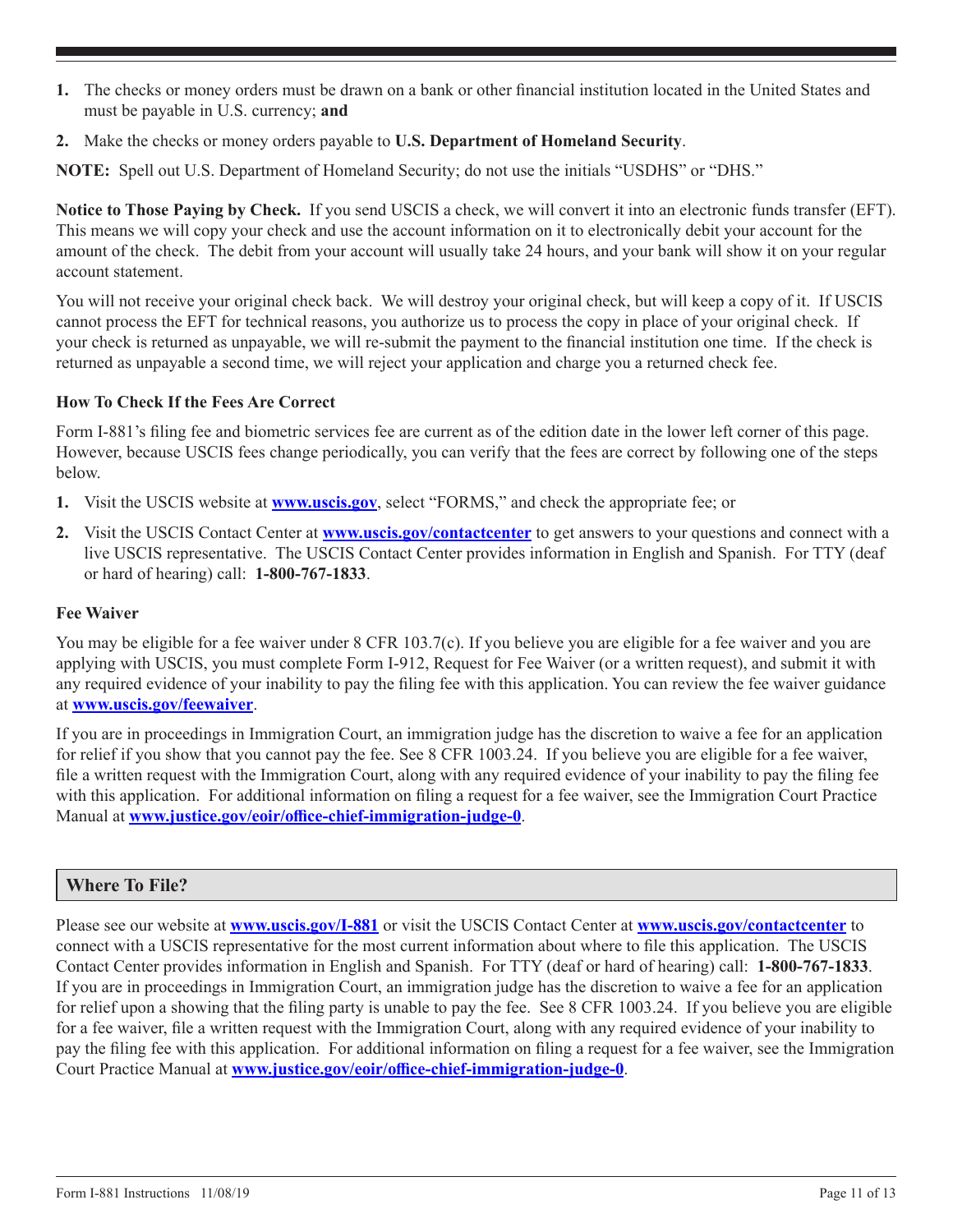1. The checks or money orders must be drawn on a bank or other financial institution located in the United States and must be payable in U.S. currency; **and**

2. Make the checks or money orders payable to **U.S. Department of Homeland Security**.

**NOTE:** Spell out U.S. Department of Homeland Security; do not use the initials "USDHS" or "DHS."

**Notice to Those Paying by Check.** If you send USCIS a check, we will convert it into an electronic funds transfer (EFT). This means we will copy your check and use the account information on it to electronically debit your account for the amount of the check. The debit from your account will usually take 24 hours, and your bank will show it on your regular account statement.

You will not receive your original check back. We will destroy your original check, but will keep a copy of it. If USCIS cannot process the EFT for technical reasons, you authorize us to process the copy in place of your original check. If your check is returned as unpayable, we will re-submit the payment to the financial institution one time. If the check is returned as unpayable a second time, we will reject your application and charge you a returned check fee.

### How To Check If the Fees Are Correct

Form I-881's filing fee and biometric services fee are current as of the edition date in the lower left corner of this page. However, because USCIS fees change periodically, you can verify that the fees are correct by following one of the steps below.

1. Visit the USCIS website at **www.uscis.gov**, select "FORMS," and check the appropriate fee; or

2. Visit the USCIS Contact Center at **www.uscis.gov/contactcenter** to get answers to your questions and connect with a live USCIS representative. The USCIS Contact Center provides information in English and Spanish. For TTY (deaf or hard of hearing) call: **1-800-767-1833**.

### Fee Waiver

You may be eligible for a fee waiver under 8 CFR 103.7(c). If you believe you are eligible for a fee waiver and you are applying with USCIS, you must complete Form I-912, Request for Fee Waiver (or a written request), and submit it with any required evidence of your inability to pay the filing fee with this application. You can review the fee waiver guidance at **www.uscis.gov/feewaiver**.

If you are in proceedings in Immigration Court, an immigration judge has the discretion to waive a fee for an application for relief if you show that you cannot pay the fee. See 8 CFR 1003.24. If you believe you are eligible for a fee waiver, file a written request with the Immigration Court, along with any required evidence of your inability to pay the filing fee with this application. For additional information on filing a request for a fee waiver, see the Immigration Court Practice Manual at **www.justice.gov/eoir/office-chief-immigration-judge-0**.

## Where To File?

Please see our website at **www.uscis.gov/I-881** or visit the USCIS Contact Center at **www.uscis.gov/contactcenter** to connect with a USCIS representative for the most current information about where to file this application. The USCIS Contact Center provides information in English and Spanish. For TTY (deaf or hard of hearing) call: **1-800-767-1833**. If you are in proceedings in Immigration Court, an immigration judge has the discretion to waive a fee for an application for relief upon a showing that the filing party is unable to pay the fee. See 8 CFR 1003.24. If you believe you are eligible for a fee waiver, file a written request with the Immigration Court, along with any required evidence of your inability to pay the filing fee with this application. For additional information on filing a request for a fee waiver, see the Immigration Court Practice Manual at **www.justice.gov/eoir/office-chief-immigration-judge-0**.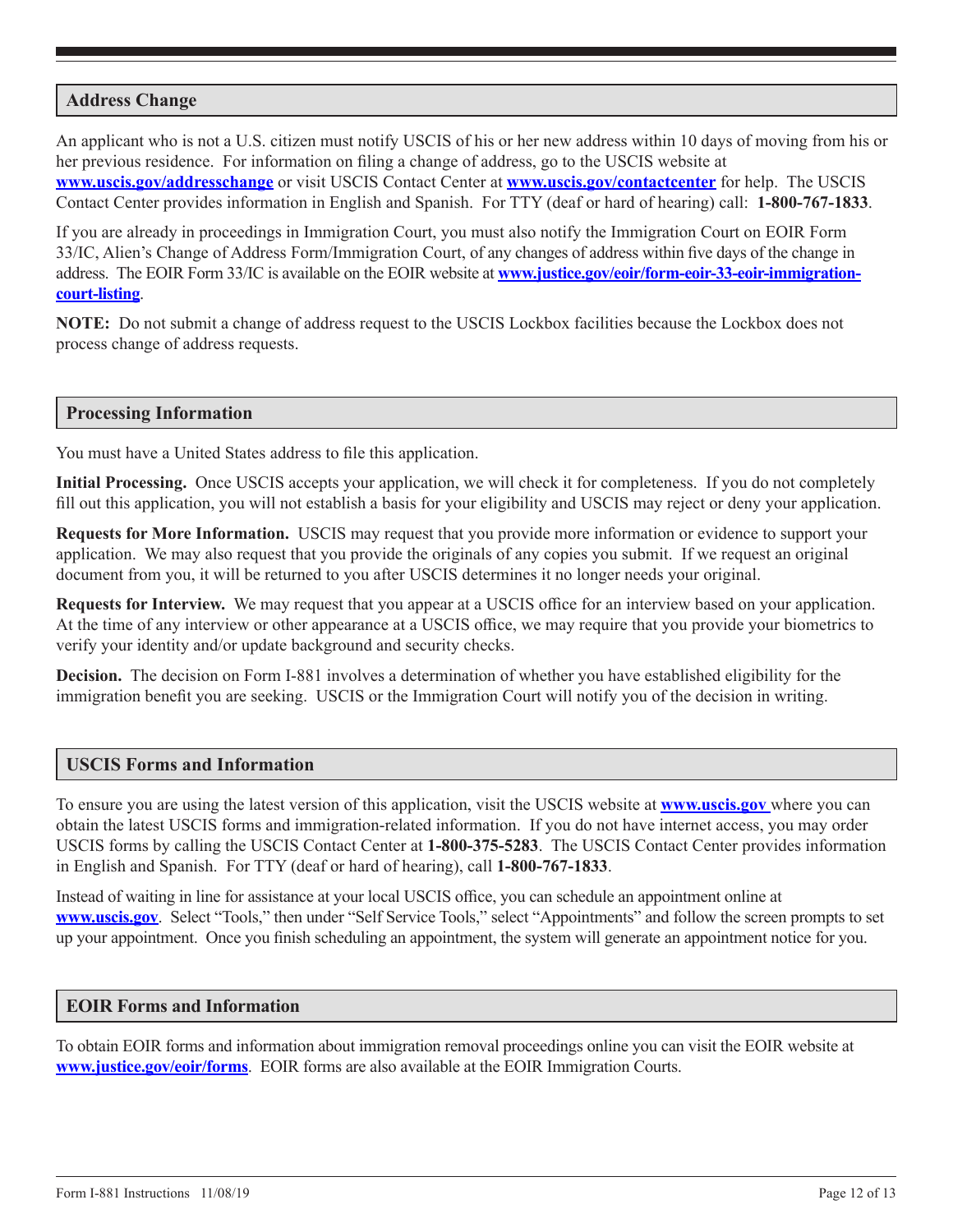## Address Change

An applicant who is not a U.S. citizen must notify USCIS of his or her new address within 10 days of moving from his or her previous residence. For information on filing a change of address, go to the USCIS website at **www.uscis.gov/addresschange** or visit USCIS Contact Center at **www.uscis.gov/contactcenter** for help. The USCIS Contact Center provides information in English and Spanish. For TTY (deaf or hard of hearing) call: **1-800-767-1833**.

If you are already in proceedings in Immigration Court, you must also notify the Immigration Court on EOIR Form 33/IC, Alien's Change of Address Form/Immigration Court, of any changes of address within five days of the change in address. The EOIR Form 33/IC is available on the EOIR website at **www.justice.gov/eoir/form-eoir-33-eoir-immigration-court-listing**.

**NOTE:** Do not submit a change of address request to the USCIS Lockbox facilities because the Lockbox does not process change of address requests.

## Processing Information

You must have a United States address to file this application.

**Initial Processing.** Once USCIS accepts your application, we will check it for completeness. If you do not completely fill out this application, you will not establish a basis for your eligibility and USCIS may reject or deny your application.

**Requests for More Information.** USCIS may request that you provide more information or evidence to support your application. We may also request that you provide the originals of any copies you submit. If we request an original document from you, it will be returned to you after USCIS determines it no longer needs your original.

**Requests for Interview.** We may request that you appear at a USCIS office for an interview based on your application. At the time of any interview or other appearance at a USCIS office, we may require that you provide your biometrics to verify your identity and/or update background and security checks.

**Decision.** The decision on Form I-881 involves a determination of whether you have established eligibility for the immigration benefit you are seeking. USCIS or the Immigration Court will notify you of the decision in writing.

## USCIS Forms and Information

To ensure you are using the latest version of this application, visit the USCIS website at **www.uscis.gov** where you can obtain the latest USCIS forms and immigration-related information. If you do not have internet access, you may order USCIS forms by calling the USCIS Contact Center at **1-800-375-5283**. The USCIS Contact Center provides information in English and Spanish. For TTY (deaf or hard of hearing), call **1-800-767-1833**.

Instead of waiting in line for assistance at your local USCIS office, you can schedule an appointment online at **www.uscis.gov**. Select "Tools," then under "Self Service Tools," select "Appointments" and follow the screen prompts to set up your appointment. Once you finish scheduling an appointment, the system will generate an appointment notice for you.

## EOIR Forms and Information

To obtain EOIR forms and information about immigration removal proceedings online you can visit the EOIR website at **www.justice.gov/eoir/forms**. EOIR forms are also available at the EOIR Immigration Courts.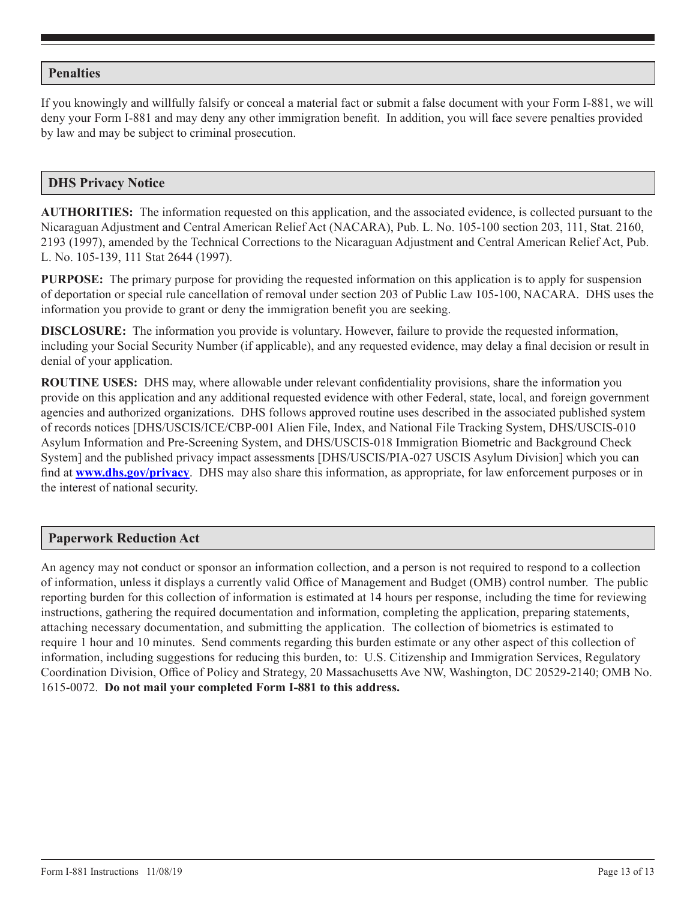## Penalties

If you knowingly and willfully falsify or conceal a material fact or submit a false document with your Form I-881, we will deny your Form I-881 and may deny any other immigration benefit. In addition, you will face severe penalties provided by law and may be subject to criminal prosecution.

## DHS Privacy Notice

**AUTHORITIES:** The information requested on this application, and the associated evidence, is collected pursuant to the Nicaraguan Adjustment and Central American Relief Act (NACARA), Pub. L. No. 105-100 section 203, 111, Stat. 2160, 2193 (1997), amended by the Technical Corrections to the Nicaraguan Adjustment and Central American Relief Act, Pub. L. No. 105-139, 111 Stat 2644 (1997).

**PURPOSE:** The primary purpose for providing the requested information on this application is to apply for suspension of deportation or special rule cancellation of removal under section 203 of Public Law 105-100, NACARA. DHS uses the information you provide to grant or deny the immigration benefit you are seeking.

**DISCLOSURE:** The information you provide is voluntary. However, failure to provide the requested information, including your Social Security Number (if applicable), and any requested evidence, may delay a final decision or result in denial of your application.

**ROUTINE USES:** DHS may, where allowable under relevant confidentiality provisions, share the information you provide on this application and any additional requested evidence with other Federal, state, local, and foreign government agencies and authorized organizations. DHS follows approved routine uses described in the associated published system of records notices [DHS/USCIS/ICE/CBP-001 Alien File, Index, and National File Tracking System, DHS/USCIS-010 Asylum Information and Pre-Screening System, and DHS/USCIS-018 Immigration Biometric and Background Check System] and the published privacy impact assessments [DHS/USCIS/PIA-027 USCIS Asylum Division] which you can find at **www.dhs.gov/privacy**. DHS may also share this information, as appropriate, for law enforcement purposes or in the interest of national security.

## Paperwork Reduction Act

An agency may not conduct or sponsor an information collection, and a person is not required to respond to a collection of information, unless it displays a currently valid Office of Management and Budget (OMB) control number. The public reporting burden for this collection of information is estimated at 14 hours per response, including the time for reviewing instructions, gathering the required documentation and information, completing the application, preparing statements, attaching necessary documentation, and submitting the application. The collection of biometrics is estimated to require 1 hour and 10 minutes. Send comments regarding this burden estimate or any other aspect of this collection of information, including suggestions for reducing this burden, to: U.S. Citizenship and Immigration Services, Regulatory Coordination Division, Office of Policy and Strategy, 20 Massachusetts Ave NW, Washington, DC 20529-2140; OMB No. 1615-0072. **Do not mail your completed Form I-881 to this address.**